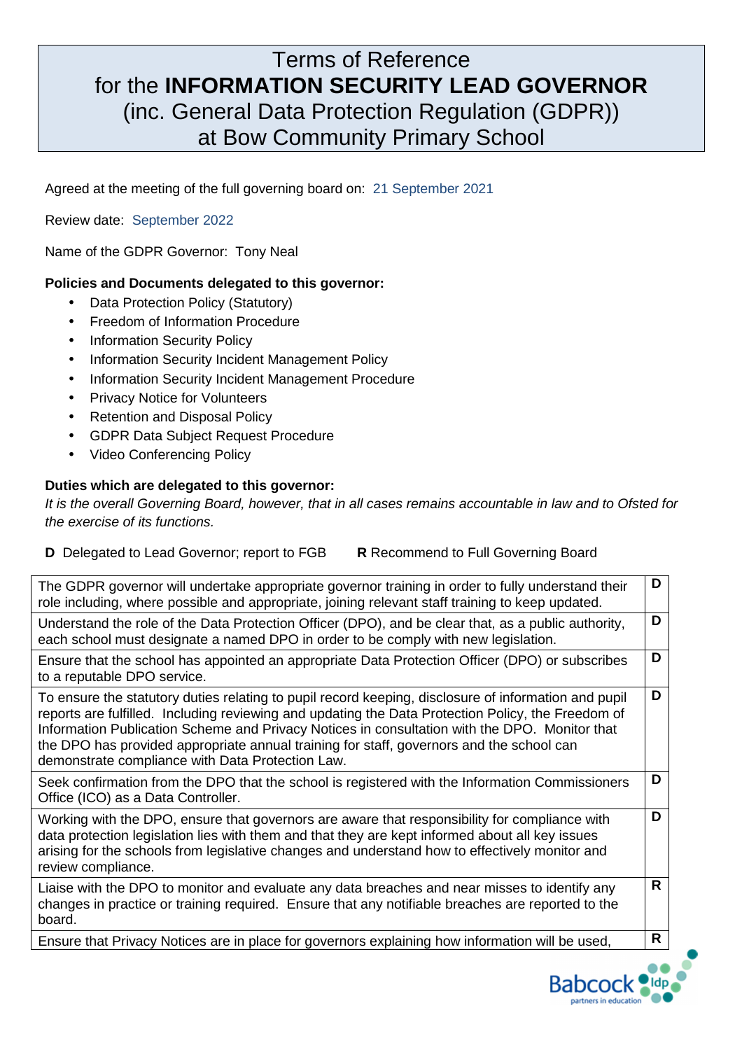# Terms of Reference for the **INFORMATION SECURITY LEAD GOVERNOR** (inc. General Data Protection Regulation (GDPR)) at Bow Community Primary School

Agreed at the meeting of the full governing board on: 21 September 2021

Review date: September 2022

Name of the GDPR Governor: Tony Neal

**Policies and Documents delegated to this governor:**

- Data Protection Policy (Statutory)
- Freedom of Information Procedure
- Information Security Policy
- Information Security Incident Management Policy
- Information Security Incident Management Procedure
- Privacy Notice for Volunteers
- Retention and Disposal Policy
- GDPR Data Subject Request Procedure
- Video Conferencing Policy

**Duties which are delegated to this governor:**

*It is the overall Governing Board, however, that in all cases remains accountable in law and to Ofsted for the exercise of its functions.*

**D** Delegated to Lead Governor; report to FGB **R** Recommend to Full Governing Board

| Duty | |
|---|---|
| The GDPR governor will undertake appropriate governor training in order to fully understand their role including, where possible and appropriate, joining relevant staff training to keep updated. | D |
| Understand the role of the Data Protection Officer (DPO), and be clear that, as a public authority, each school must designate a named DPO in order to be comply with new legislation. | D |
| Ensure that the school has appointed an appropriate Data Protection Officer (DPO) or subscribes to a reputable DPO service. | D |
| To ensure the statutory duties relating to pupil record keeping, disclosure of information and pupil reports are fulfilled. Including reviewing and updating the Data Protection Policy, the Freedom of Information Publication Scheme and Privacy Notices in consultation with the DPO. Monitor that the DPO has provided appropriate annual training for staff, governors and the school can demonstrate compliance with Data Protection Law. | D |
| Seek confirmation from the DPO that the school is registered with the Information Commissioners Office (ICO) as a Data Controller. | D |
| Working with the DPO, ensure that governors are aware that responsibility for compliance with data protection legislation lies with them and that they are kept informed about all key issues arising for the schools from legislative changes and understand how to effectively monitor and review compliance. | D |
| Liaise with the DPO to monitor and evaluate any data breaches and near misses to identify any changes in practice or training required. Ensure that any notifiable breaches are reported to the board. | R |
| Ensure that Privacy Notices are in place for governors explaining how information will be used, | R |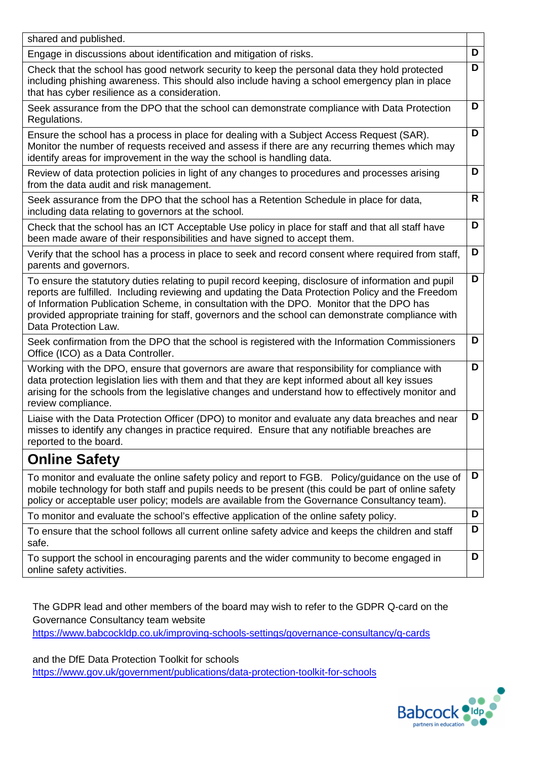| | |
|---|---|
| shared and published. | |
| Engage in discussions about identification and mitigation of risks. | **D** |
| Check that the school has good network security to keep the personal data they hold protected including phishing awareness. This should also include having a school emergency plan in place that has cyber resilience as a consideration. | **D** |
| Seek assurance from the DPO that the school can demonstrate compliance with Data Protection Regulations. | **D** |
| Ensure the school has a process in place for dealing with a Subject Access Request (SAR). Monitor the number of requests received and assess if there are any recurring themes which may identify areas for improvement in the way the school is handling data. | **D** |
| Review of data protection policies in light of any changes to procedures and processes arising from the data audit and risk management. | **D** |
| Seek assurance from the DPO that the school has a Retention Schedule in place for data, including data relating to governors at the school. | **R** |
| Check that the school has an ICT Acceptable Use policy in place for staff and that all staff have been made aware of their responsibilities and have signed to accept them. | **D** |
| Verify that the school has a process in place to seek and record consent where required from staff, parents and governors. | **D** |
| To ensure the statutory duties relating to pupil record keeping, disclosure of information and pupil reports are fulfilled. Including reviewing and updating the Data Protection Policy and the Freedom of Information Publication Scheme, in consultation with the DPO. Monitor that the DPO has provided appropriate training for staff, governors and the school can demonstrate compliance with Data Protection Law. | **D** |
| Seek confirmation from the DPO that the school is registered with the Information Commissioners Office (ICO) as a Data Controller. | **D** |
| Working with the DPO, ensure that governors are aware that responsibility for compliance with data protection legislation lies with them and that they are kept informed about all key issues arising for the schools from the legislative changes and understand how to effectively monitor and review compliance. | **D** |
| Liaise with the Data Protection Officer (DPO) to monitor and evaluate any data breaches and near misses to identify any changes in practice required. Ensure that any notifiable breaches are reported to the board. | **D** |
| **Online Safety** | |
| To monitor and evaluate the online safety policy and report to FGB. Policy/guidance on the use of mobile technology for both staff and pupils needs to be present (this could be part of online safety policy or acceptable user policy; models are available from the Governance Consultancy team). | **D** |
| To monitor and evaluate the school's effective application of the online safety policy. | **D** |
| To ensure that the school follows all current online safety advice and keeps the children and staff safe. | **D** |
| To support the school in encouraging parents and the wider community to become engaged in online safety activities. | **D** |

The GDPR lead and other members of the board may wish to refer to the GDPR Q-card on the Governance Consultancy team website
https://www.babcockldp.co.uk/improving-schools-settings/governance-consultancy/q-cards

and the DfE Data Protection Toolkit for schools
https://www.gov.uk/government/publications/data-protection-toolkit-for-schools